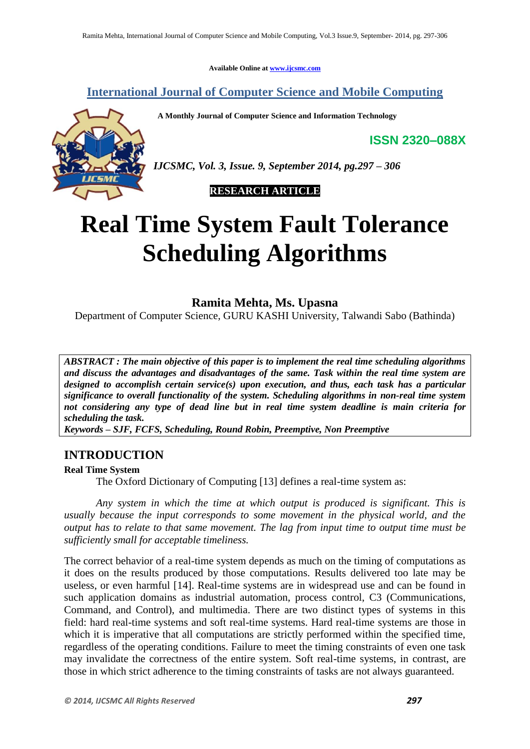Available Online at www.ijcsmc.com

## International Journal of Computer Science and Mobile Computing

**A Monthly Journal of Computer Science and Information Technology**

**ISSN 2320–088X**

*IJCSMC, Vol. 3, Issue. 9, September 2014, pg.297 – 306*

**RESEARCH ARTICLE**

# Real Time System Fault Tolerance Scheduling Algorithms

**Ramita Mehta, Ms. Upasna**

Department of Computer Science, GURU KASHI University, Talwandi Sabo (Bathinda)

***ABSTRACT : The main objective of this paper is to implement the real time scheduling algorithms and discuss the advantages and disadvantages of the same. Task within the real time system are designed to accomplish certain service(s) upon execution, and thus, each task has a particular significance to overall functionality of the system. Scheduling algorithms in non-real time system not considering any type of dead line but in real time system deadline is main criteria for scheduling the task.***

***Keywords – SJF, FCFS, Scheduling, Round Robin, Preemptive, Non Preemptive***

## INTRODUCTION

**Real Time System**

The Oxford Dictionary of Computing [13] defines a real-time system as:

*Any system in which the time at which output is produced is significant. This is usually because the input corresponds to some movement in the physical world, and the output has to relate to that same movement. The lag from input time to output time must be sufficiently small for acceptable timeliness.*

The correct behavior of a real-time system depends as much on the timing of computations as it does on the results produced by those computations. Results delivered too late may be useless, or even harmful [14]. Real-time systems are in widespread use and can be found in such application domains as industrial automation, process control, C3 (Communications, Command, and Control), and multimedia. There are two distinct types of systems in this field: hard real-time systems and soft real-time systems. Hard real-time systems are those in which it is imperative that all computations are strictly performed within the specified time, regardless of the operating conditions. Failure to meet the timing constraints of even one task may invalidate the correctness of the entire system. Soft real-time systems, in contrast, are those in which strict adherence to the timing constraints of tasks are not always guaranteed.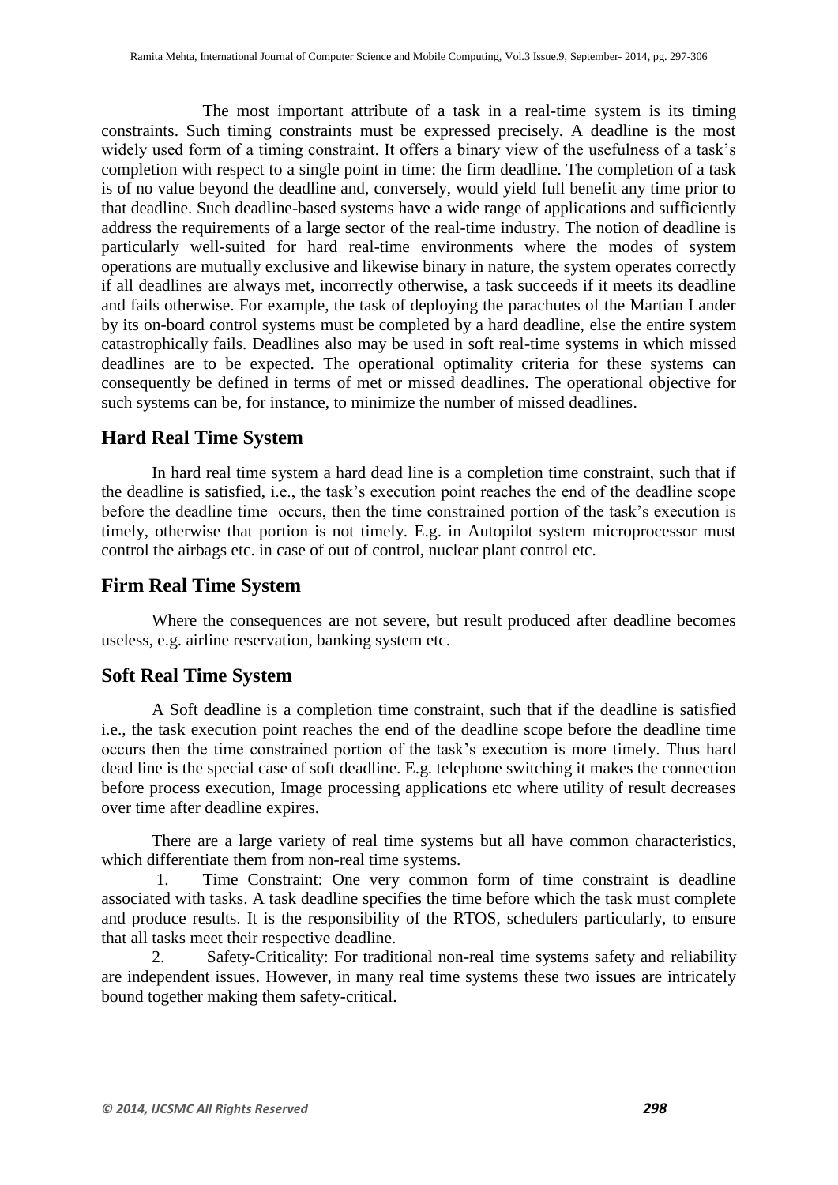The most important attribute of a task in a real-time system is its timing constraints. Such timing constraints must be expressed precisely. A deadline is the most widely used form of a timing constraint. It offers a binary view of the usefulness of a task's completion with respect to a single point in time: the firm deadline. The completion of a task is of no value beyond the deadline and, conversely, would yield full benefit any time prior to that deadline. Such deadline-based systems have a wide range of applications and sufficiently address the requirements of a large sector of the real-time industry. The notion of deadline is particularly well-suited for hard real-time environments where the modes of system operations are mutually exclusive and likewise binary in nature, the system operates correctly if all deadlines are always met, incorrectly otherwise, a task succeeds if it meets its deadline and fails otherwise. For example, the task of deploying the parachutes of the Martian Lander by its on-board control systems must be completed by a hard deadline, else the entire system catastrophically fails. Deadlines also may be used in soft real-time systems in which missed deadlines are to be expected. The operational optimality criteria for these systems can consequently be defined in terms of met or missed deadlines. The operational objective for such systems can be, for instance, to minimize the number of missed deadlines.

## Hard Real Time System

In hard real time system a hard dead line is a completion time constraint, such that if the deadline is satisfied, i.e., the task's execution point reaches the end of the deadline scope before the deadline time occurs, then the time constrained portion of the task's execution is timely, otherwise that portion is not timely. E.g. in Autopilot system microprocessor must control the airbags etc. in case of out of control, nuclear plant control etc.

## Firm Real Time System

Where the consequences are not severe, but result produced after deadline becomes useless, e.g. airline reservation, banking system etc.

## Soft Real Time System

A Soft deadline is a completion time constraint, such that if the deadline is satisfied i.e., the task execution point reaches the end of the deadline scope before the deadline time occurs then the time constrained portion of the task's execution is more timely. Thus hard dead line is the special case of soft deadline. E.g. telephone switching it makes the connection before process execution, Image processing applications etc where utility of result decreases over time after deadline expires.

There are a large variety of real time systems but all have common characteristics, which differentiate them from non-real time systems.

1. Time Constraint: One very common form of time constraint is deadline associated with tasks. A task deadline specifies the time before which the task must complete and produce results. It is the responsibility of the RTOS, schedulers particularly, to ensure that all tasks meet their respective deadline.
2. Safety-Criticality: For traditional non-real time systems safety and reliability are independent issues. However, in many real time systems these two issues are intricately bound together making them safety-critical.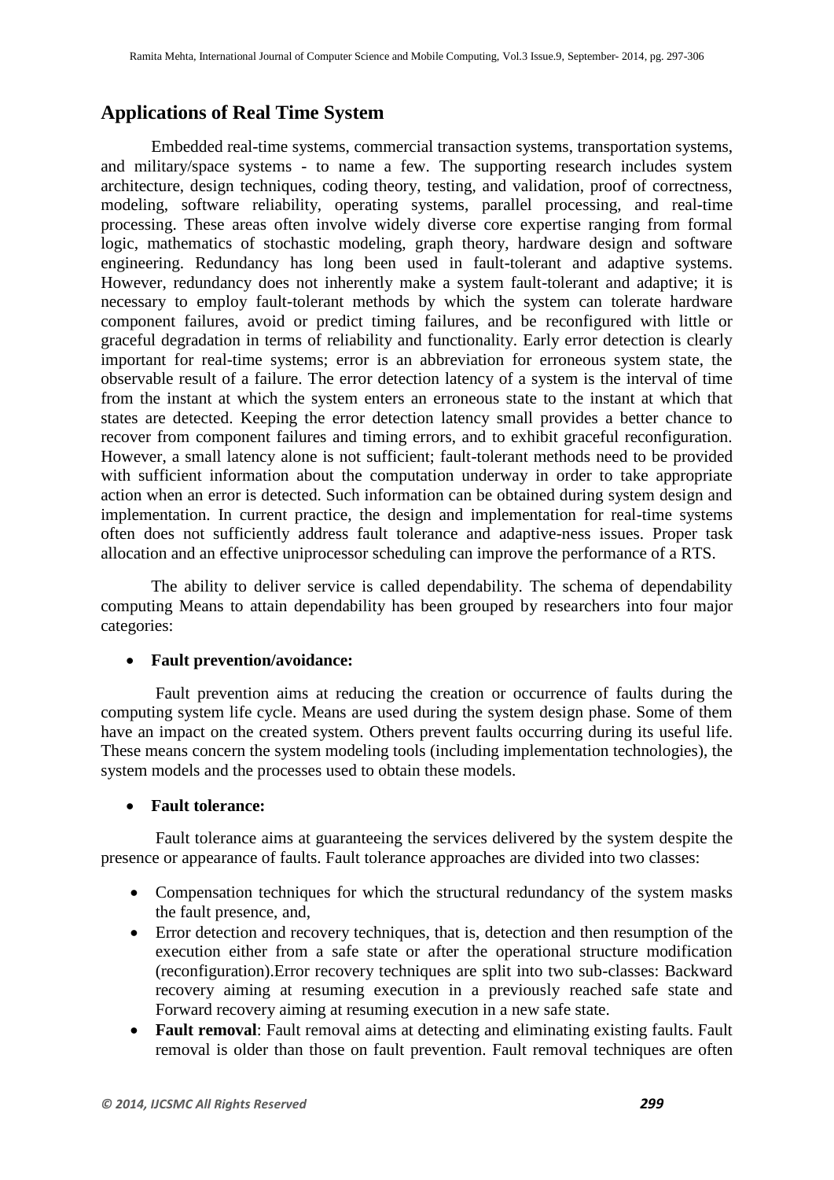## Applications of Real Time System

Embedded real-time systems, commercial transaction systems, transportation systems, and military/space systems - to name a few. The supporting research includes system architecture, design techniques, coding theory, testing, and validation, proof of correctness, modeling, software reliability, operating systems, parallel processing, and real-time processing. These areas often involve widely diverse core expertise ranging from formal logic, mathematics of stochastic modeling, graph theory, hardware design and software engineering. Redundancy has long been used in fault-tolerant and adaptive systems. However, redundancy does not inherently make a system fault-tolerant and adaptive; it is necessary to employ fault-tolerant methods by which the system can tolerate hardware component failures, avoid or predict timing failures, and be reconfigured with little or graceful degradation in terms of reliability and functionality. Early error detection is clearly important for real-time systems; error is an abbreviation for erroneous system state, the observable result of a failure. The error detection latency of a system is the interval of time from the instant at which the system enters an erroneous state to the instant at which that states are detected. Keeping the error detection latency small provides a better chance to recover from component failures and timing errors, and to exhibit graceful reconfiguration. However, a small latency alone is not sufficient; fault-tolerant methods need to be provided with sufficient information about the computation underway in order to take appropriate action when an error is detected. Such information can be obtained during system design and implementation. In current practice, the design and implementation for real-time systems often does not sufficiently address fault tolerance and adaptive-ness issues. Proper task allocation and an effective uniprocessor scheduling can improve the performance of a RTS.

The ability to deliver service is called dependability. The schema of dependability computing Means to attain dependability has been grouped by researchers into four major categories:

- **Fault prevention/avoidance:**

Fault prevention aims at reducing the creation or occurrence of faults during the computing system life cycle. Means are used during the system design phase. Some of them have an impact on the created system. Others prevent faults occurring during its useful life. These means concern the system modeling tools (including implementation technologies), the system models and the processes used to obtain these models.

- **Fault tolerance:**

Fault tolerance aims at guaranteeing the services delivered by the system despite the presence or appearance of faults. Fault tolerance approaches are divided into two classes:

- Compensation techniques for which the structural redundancy of the system masks the fault presence, and,
- Error detection and recovery techniques, that is, detection and then resumption of the execution either from a safe state or after the operational structure modification (reconfiguration).Error recovery techniques are split into two sub-classes: Backward recovery aiming at resuming execution in a previously reached safe state and Forward recovery aiming at resuming execution in a new safe state.
- **Fault removal**: Fault removal aims at detecting and eliminating existing faults. Fault removal is older than those on fault prevention. Fault removal techniques are often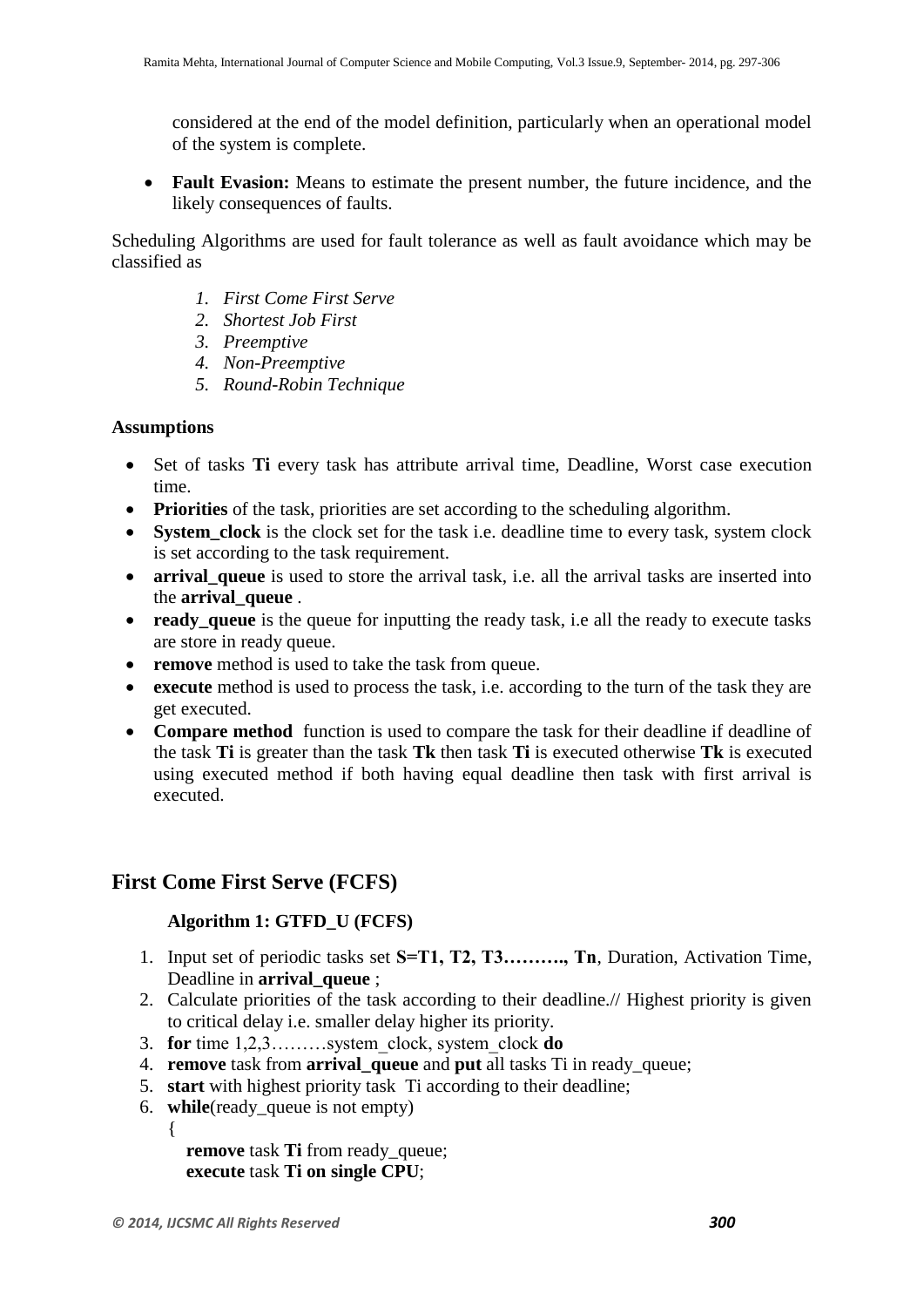considered at the end of the model definition, particularly when an operational model of the system is complete.

- **Fault Evasion:** Means to estimate the present number, the future incidence, and the likely consequences of faults.

Scheduling Algorithms are used for fault tolerance as well as fault avoidance which may be classified as

1. *First Come First Serve*
2. *Shortest Job First*
3. *Preemptive*
4. *Non-Preemptive*
5. *Round-Robin Technique*

**Assumptions**

- Set of tasks **Ti** every task has attribute arrival time, Deadline, Worst case execution time.
- **Priorities** of the task, priorities are set according to the scheduling algorithm.
- **System_clock** is the clock set for the task i.e. deadline time to every task, system clock is set according to the task requirement.
- **arrival_queue** is used to store the arrival task, i.e. all the arrival tasks are inserted into the **arrival_queue** .
- **ready_queue** is the queue for inputting the ready task, i.e all the ready to execute tasks are store in ready queue.
- **remove** method is used to take the task from queue.
- **execute** method is used to process the task, i.e. according to the turn of the task they are get executed.
- **Compare method** function is used to compare the task for their deadline if deadline of the task **Ti** is greater than the task **Tk** then task **Ti** is executed otherwise **Tk** is executed using executed method if both having equal deadline then task with first arrival is executed.

## First Come First Serve (FCFS)

**Algorithm 1: GTFD_U (FCFS)**

1. Input set of periodic tasks set **S=T1, T2, T3………., Tn**, Duration, Activation Time, Deadline in **arrival_queue** ;
2. Calculate priorities of the task according to their deadline.// Highest priority is given to critical delay i.e. smaller delay higher its priority.
3. **for** time 1,2,3………system_clock, system_clock **do**
4. **remove** task from **arrival_queue** and **put** all tasks Ti in ready_queue;
5. **start** with highest priority task Ti according to their deadline;
6. **while**(ready_queue is not empty)
   {
   **remove** task **Ti** from ready_queue;
   **execute** task **Ti on single CPU**;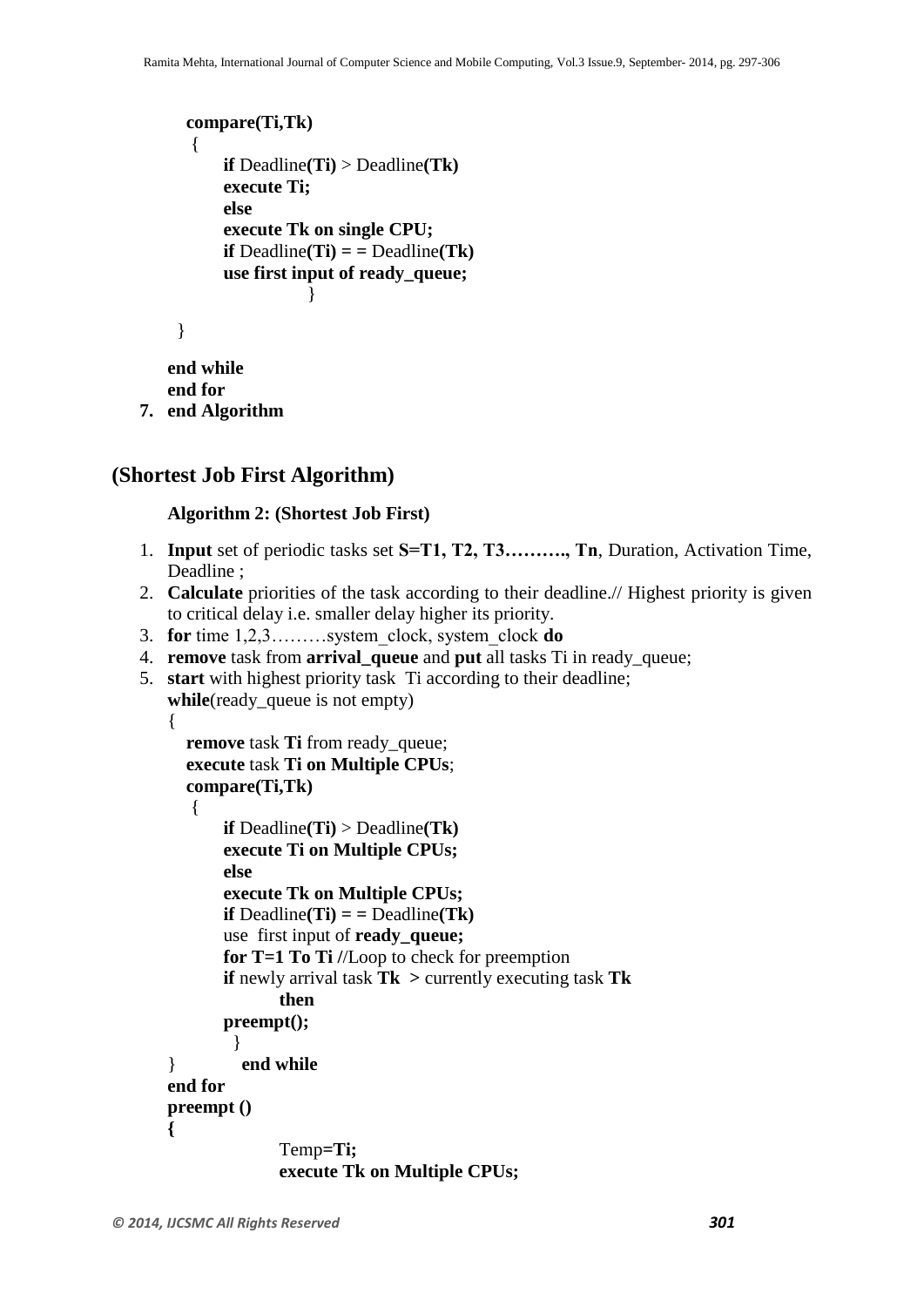```
compare(Ti,Tk)
 {
      if Deadline(Ti) > Deadline(Tk)
      execute Ti;
      else
      execute Tk on single CPU;
      if Deadline(Ti) = = Deadline(Tk)
      use first input of ready_queue;
                 }

}

end while
end for
```

7. **end Algorithm**

## (Shortest Job First Algorithm)

**Algorithm 2: (Shortest Job First)**

1. **Input** set of periodic tasks set **S=T1, T2, T3………., Tn**, Duration, Activation Time, Deadline ;
2. **Calculate** priorities of the task according to their deadline.// Highest priority is given to critical delay i.e. smaller delay higher its priority.
3. **for** time 1,2,3………system_clock, system_clock **do**
4. **remove** task from **arrival_queue** and **put** all tasks Ti in ready_queue;
5. **start** with highest priority task Ti according to their deadline;

```
while(ready_queue is not empty)
{
   remove task Ti from ready_queue;
   execute task Ti on Multiple CPUs;
   compare(Ti,Tk)
    {
      if Deadline(Ti) > Deadline(Tk)
      execute Ti on Multiple CPUs;
      else
      execute Tk on Multiple CPUs;
      if Deadline(Ti) = = Deadline(Tk)
      use first input of ready_queue;
      for T=1 To Ti //Loop to check for preemption
      if newly arrival task Tk > currently executing task Tk
            then
      preempt();
       }
}        end while
end for
preempt ()
{
            Temp=Ti;
            execute Tk on Multiple CPUs;
```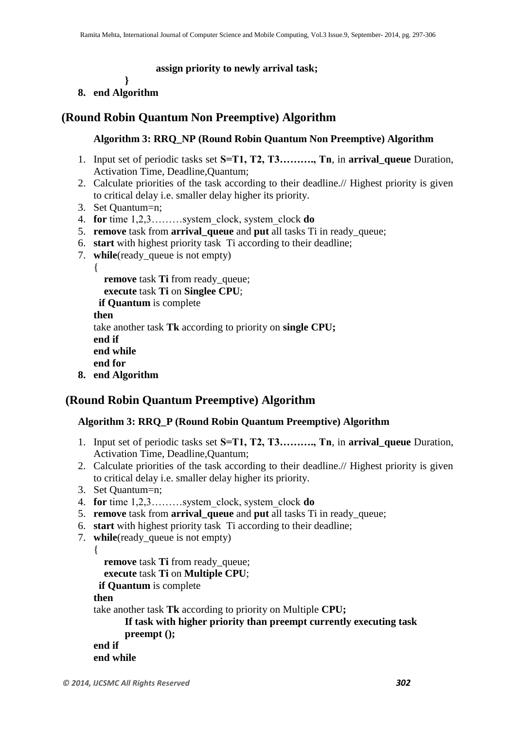**assign priority to newly arrival task;**

**}**

**8. end Algorithm**

## (Round Robin Quantum Non Preemptive) Algorithm

**Algorithm 3: RRQ_NP (Round Robin Quantum Non Preemptive) Algorithm**

1. Input set of periodic tasks set **S=T1, T2, T3………., Tn**, in **arrival_queue** Duration, Activation Time, Deadline,Quantum;
2. Calculate priorities of the task according to their deadline.// Highest priority is given to critical delay i.e. smaller delay higher its priority.
3. Set Quantum=n;
4. **for** time 1,2,3………system_clock, system_clock **do**
5. **remove** task from **arrival_queue** and **put** all tasks Ti in ready_queue;
6. **start** with highest priority task Ti according to their deadline;
7. **while**(ready_queue is not empty)

   {

   **remove** task **Ti** from ready_queue;

   **execute** task **Ti** on **Singlee CPU**;

   **if Quantum** is complete

   **then**

   take another task **Tk** according to priority on **single CPU;**

   **end if**

   **end while**

   **end for**
8. **end Algorithm**

## (Round Robin Quantum Preemptive) Algorithm

**Algorithm 3: RRQ_P (Round Robin Quantum Preemptive) Algorithm**

1. Input set of periodic tasks set **S=T1, T2, T3………., Tn**, in **arrival_queue** Duration, Activation Time, Deadline,Quantum;
2. Calculate priorities of the task according to their deadline.// Highest priority is given to critical delay i.e. smaller delay higher its priority.
3. Set Quantum=n;
4. **for** time 1,2,3………system_clock, system_clock **do**
5. **remove** task from **arrival_queue** and **put** all tasks Ti in ready_queue;
6. **start** with highest priority task Ti according to their deadline;
7. **while**(ready_queue is not empty)

   {

   **remove** task **Ti** from ready_queue;

   **execute** task **Ti** on **Multiple CPU**;

   **if Quantum** is complete

   **then**

   take another task **Tk** according to priority on Multiple **CPU;**

   **If task with higher priority than preempt currently executing task**

   **preempt ();**

   **end if**

   **end while**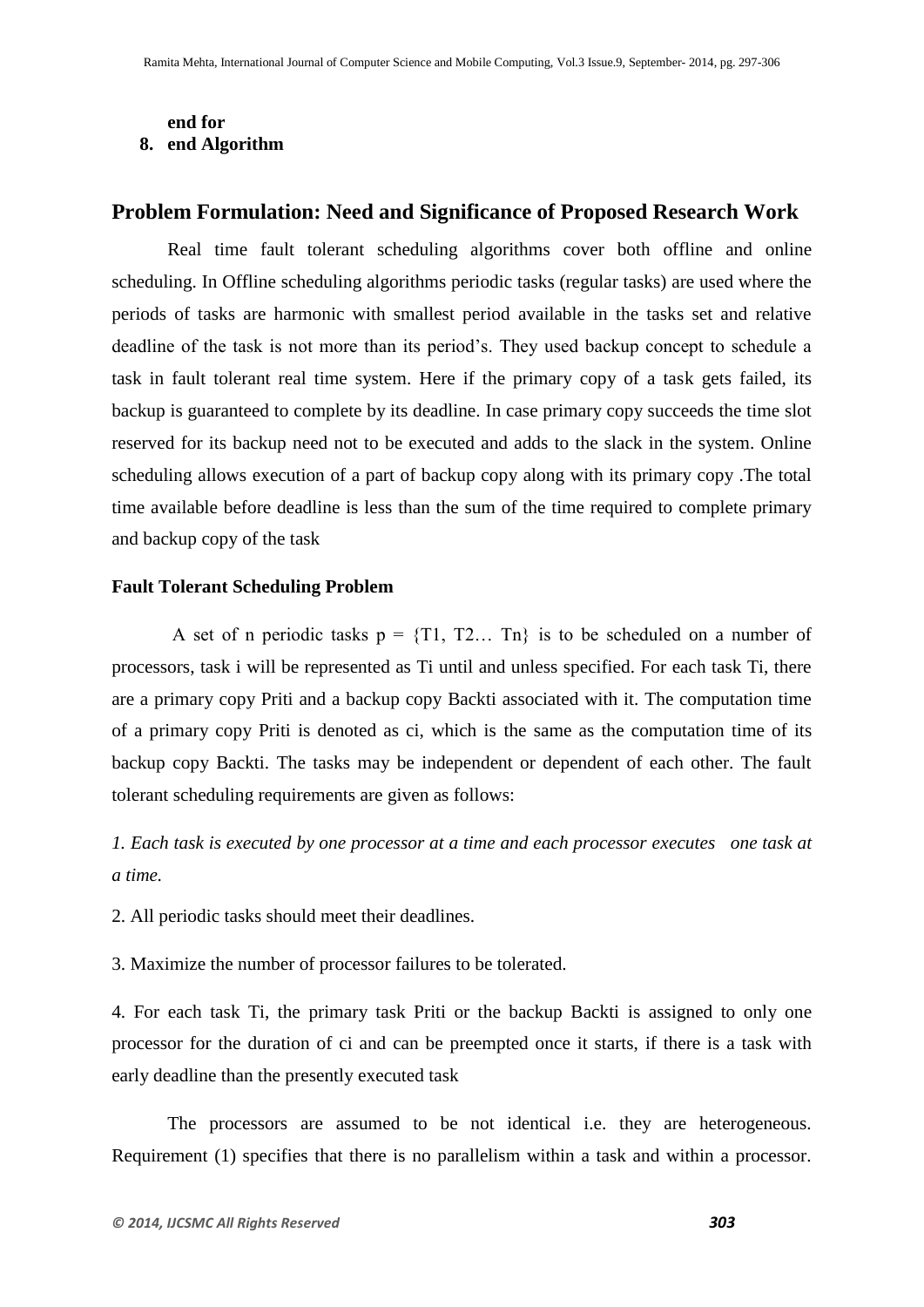**end for**

8. **end Algorithm**

## Problem Formulation: Need and Significance of Proposed Research Work

Real time fault tolerant scheduling algorithms cover both offline and online scheduling. In Offline scheduling algorithms periodic tasks (regular tasks) are used where the periods of tasks are harmonic with smallest period available in the tasks set and relative deadline of the task is not more than its period's. They used backup concept to schedule a task in fault tolerant real time system. Here if the primary copy of a task gets failed, its backup is guaranteed to complete by its deadline. In case primary copy succeeds the time slot reserved for its backup need not to be executed and adds to the slack in the system. Online scheduling allows execution of a part of backup copy along with its primary copy .The total time available before deadline is less than the sum of the time required to complete primary and backup copy of the task

### Fault Tolerant Scheduling Problem

A set of n periodic tasks p = {T1, T2… Tn} is to be scheduled on a number of processors, task i will be represented as Ti until and unless specified. For each task Ti, there are a primary copy Priti and a backup copy Backti associated with it. The computation time of a primary copy Priti is denoted as ci, which is the same as the computation time of its backup copy Backti. The tasks may be independent or dependent of each other. The fault tolerant scheduling requirements are given as follows:

*1. Each task is executed by one processor at a time and each processor executes one task at a time.*

2. All periodic tasks should meet their deadlines.

3. Maximize the number of processor failures to be tolerated.

4. For each task Ti, the primary task Priti or the backup Backti is assigned to only one processor for the duration of ci and can be preempted once it starts, if there is a task with early deadline than the presently executed task

The processors are assumed to be not identical i.e. they are heterogeneous. Requirement (1) specifies that there is no parallelism within a task and within a processor.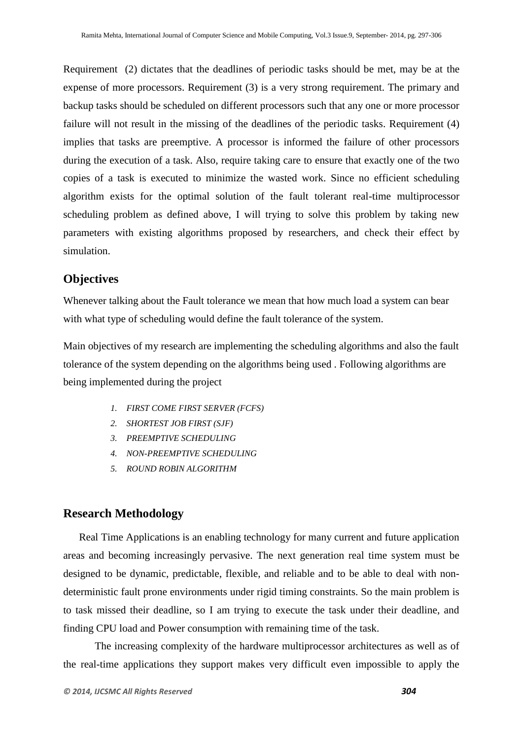Requirement (2) dictates that the deadlines of periodic tasks should be met, may be at the expense of more processors. Requirement (3) is a very strong requirement. The primary and backup tasks should be scheduled on different processors such that any one or more processor failure will not result in the missing of the deadlines of the periodic tasks. Requirement (4) implies that tasks are preemptive. A processor is informed the failure of other processors during the execution of a task. Also, require taking care to ensure that exactly one of the two copies of a task is executed to minimize the wasted work. Since no efficient scheduling algorithm exists for the optimal solution of the fault tolerant real-time multiprocessor scheduling problem as defined above, I will trying to solve this problem by taking new parameters with existing algorithms proposed by researchers, and check their effect by simulation.

## Objectives

Whenever talking about the Fault tolerance we mean that how much load a system can bear with what type of scheduling would define the fault tolerance of the system.

Main objectives of my research are implementing the scheduling algorithms and also the fault tolerance of the system depending on the algorithms being used . Following algorithms are being implemented during the project

1. *FIRST COME FIRST SERVER (FCFS)*
2. *SHORTEST JOB FIRST (SJF)*
3. *PREEMPTIVE SCHEDULING*
4. *NON-PREEMPTIVE SCHEDULING*
5. *ROUND ROBIN ALGORITHM*

## Research Methodology

Real Time Applications is an enabling technology for many current and future application areas and becoming increasingly pervasive. The next generation real time system must be designed to be dynamic, predictable, flexible, and reliable and to be able to deal with non-deterministic fault prone environments under rigid timing constraints. So the main problem is to task missed their deadline, so I am trying to execute the task under their deadline, and finding CPU load and Power consumption with remaining time of the task.

The increasing complexity of the hardware multiprocessor architectures as well as of the real-time applications they support makes very difficult even impossible to apply the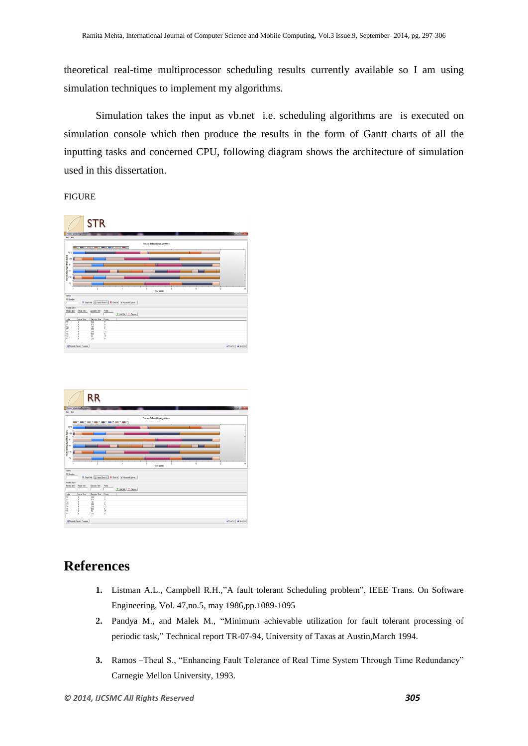theoretical real-time multiprocessor scheduling results currently available so I am using simulation techniques to implement my algorithms.

Simulation takes the input as vb.net i.e. scheduling algorithms are is executed on simulation console which then produce the results in the form of Gantt charts of all the inputting tasks and concerned CPU, following diagram shows the architecture of simulation used in this dissertation.

FIGURE

STR

RR

# References

1. Listman A.L., Campbell R.H.,"A fault tolerant Scheduling problem", IEEE Trans. On Software Engineering, Vol. 47,no.5, may 1986,pp.1089-1095
2. Pandya M., and Malek M., "Minimum achievable utilization for fault tolerant processing of periodic task," Technical report TR-07-94, University of Taxas at Austin,March 1994.
3. Ramos –Theul S., "Enhancing Fault Tolerance of Real Time System Through Time Redundancy" Carnegie Mellon University, 1993.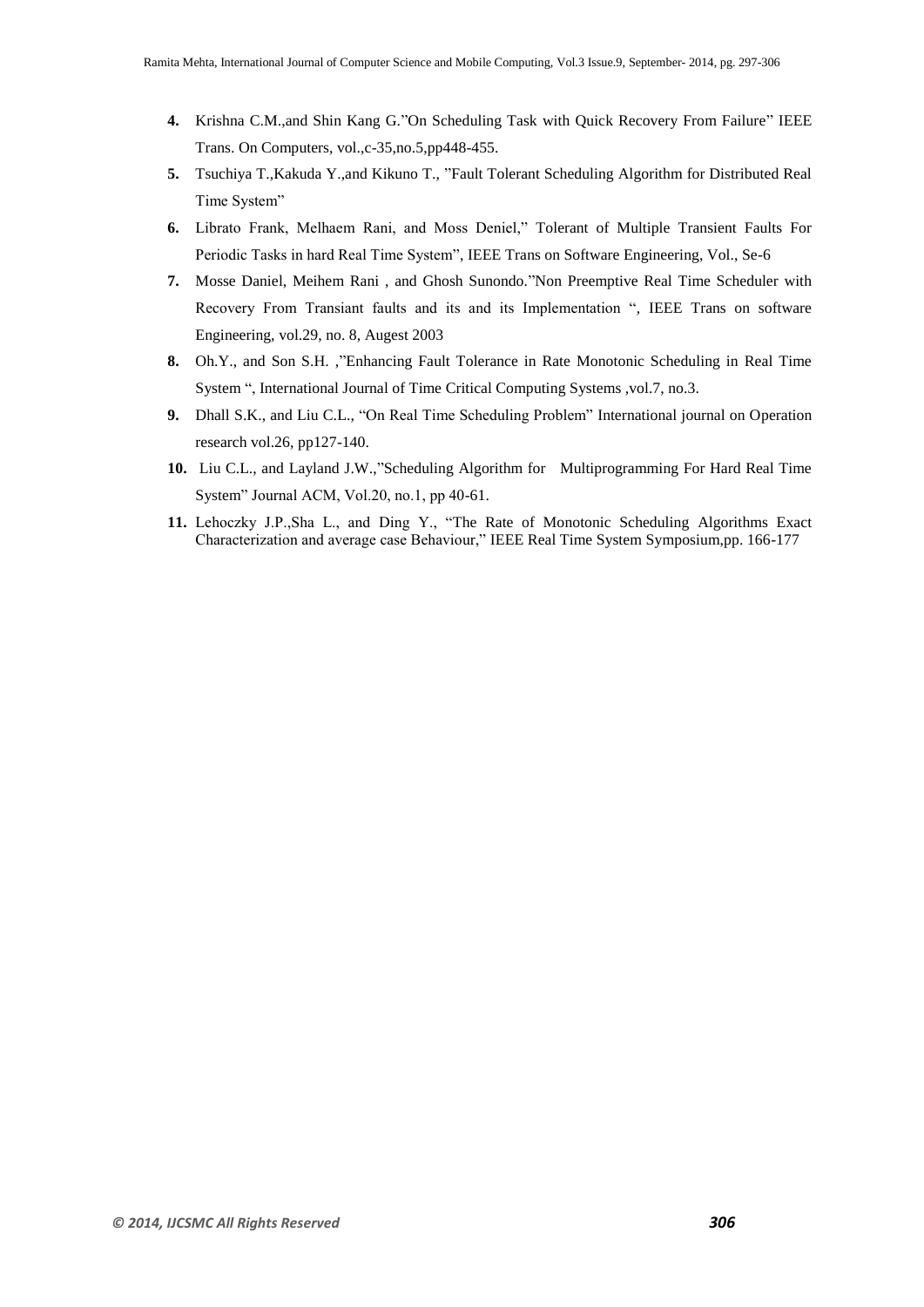4. Krishna C.M.,and Shin Kang G."On Scheduling Task with Quick Recovery From Failure" IEEE Trans. On Computers, vol.,c-35,no.5,pp448-455.
5. Tsuchiya T.,Kakuda Y.,and Kikuno T., "Fault Tolerant Scheduling Algorithm for Distributed Real Time System"
6. Librato Frank, Melhaem Rani, and Moss Deniel," Tolerant of Multiple Transient Faults For Periodic Tasks in hard Real Time System", IEEE Trans on Software Engineering, Vol., Se-6
7. Mosse Daniel, Meihem Rani , and Ghosh Sunondo."Non Preemptive Real Time Scheduler with Recovery From Transiant faults and its and its Implementation ", IEEE Trans on software Engineering, vol.29, no. 8, Augest 2003
8. Oh.Y., and Son S.H. ,"Enhancing Fault Tolerance in Rate Monotonic Scheduling in Real Time System ", International Journal of Time Critical Computing Systems ,vol.7, no.3.
9. Dhall S.K., and Liu C.L., "On Real Time Scheduling Problem" International journal on Operation research vol.26, pp127-140.
10. Liu C.L., and Layland J.W.,"Scheduling Algorithm for Multiprogramming For Hard Real Time System" Journal ACM, Vol.20, no.1, pp 40-61.
11. Lehoczky J.P.,Sha L., and Ding Y., "The Rate of Monotonic Scheduling Algorithms Exact Characterization and average case Behaviour," IEEE Real Time System Symposium,pp. 166-177